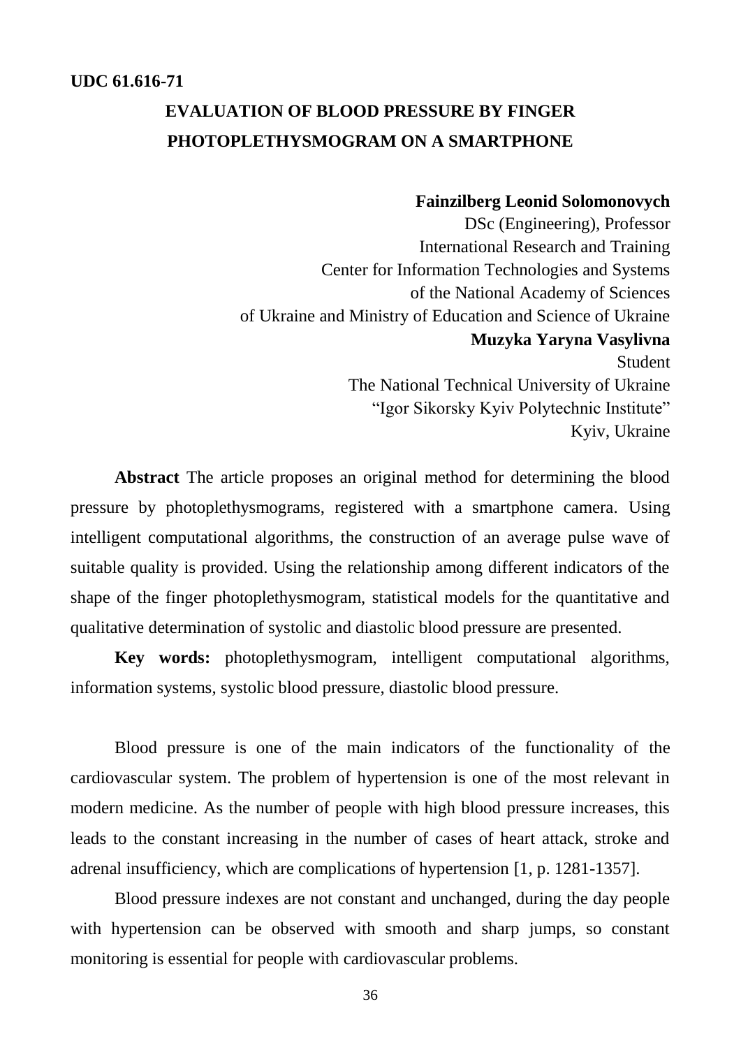**UDC 61.616-71**

# EVALUATION OF BLOOD PRESSURE BY FINGER PHOTOPLETHYSMOGRAM ON A SMARTPHONE

**Fainzilberg Leonid Solomonovych**
DSc (Engineering), Professor
International Research and Training
Center for Information Technologies and Systems
of the National Academy of Sciences
of Ukraine and Ministry of Education and Science of Ukraine

**Muzyka Yaryna Vasylivna**
Student
The National Technical University of Ukraine
"Igor Sikorsky Kyiv Polytechnic Institute"
Kyiv, Ukraine

**Abstract** The article proposes an original method for determining the blood pressure by photoplethysmograms, registered with a smartphone camera. Using intelligent computational algorithms, the construction of an average pulse wave of suitable quality is provided. Using the relationship among different indicators of the shape of the finger photoplethysmogram, statistical models for the quantitative and qualitative determination of systolic and diastolic blood pressure are presented.

**Key words:** photoplethysmogram, intelligent computational algorithms, information systems, systolic blood pressure, diastolic blood pressure.

Blood pressure is one of the main indicators of the functionality of the cardiovascular system. The problem of hypertension is one of the most relevant in modern medicine. As the number of people with high blood pressure increases, this leads to the constant increasing in the number of cases of heart attack, stroke and adrenal insufficiency, which are complications of hypertension [1, p. 1281-1357].

Blood pressure indexes are not constant and unchanged, during the day people with hypertension can be observed with smooth and sharp jumps, so constant monitoring is essential for people with cardiovascular problems.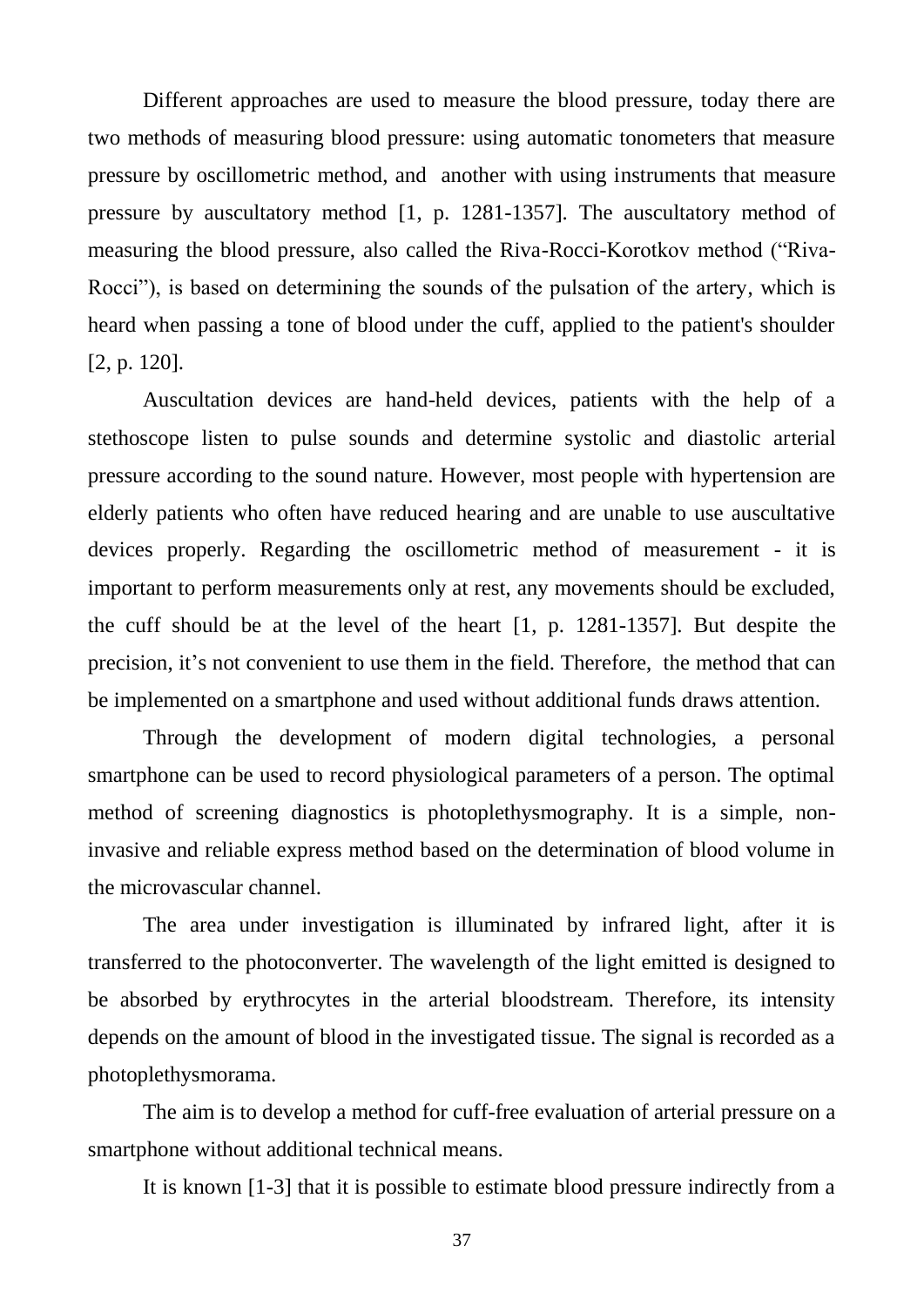Different approaches are used to measure the blood pressure, today there are two methods of measuring blood pressure: using automatic tonometers that measure pressure by oscillometric method, and another with using instruments that measure pressure by auscultatory method [1, p. 1281-1357]. The auscultatory method of measuring the blood pressure, also called the Riva-Rocci-Korotkov method ("Riva-Rocci"), is based on determining the sounds of the pulsation of the artery, which is heard when passing a tone of blood under the cuff, applied to the patient's shoulder [2, p. 120].

Auscultation devices are hand-held devices, patients with the help of a stethoscope listen to pulse sounds and determine systolic and diastolic arterial pressure according to the sound nature. However, most people with hypertension are elderly patients who often have reduced hearing and are unable to use auscultative devices properly. Regarding the oscillometric method of measurement - it is important to perform measurements only at rest, any movements should be excluded, the cuff should be at the level of the heart [1, p. 1281-1357]. But despite the precision, it's not convenient to use them in the field. Therefore, the method that can be implemented on a smartphone and used without additional funds draws attention.

Through the development of modern digital technologies, a personal smartphone can be used to record physiological parameters of a person. The optimal method of screening diagnostics is photoplethysmography. It is a simple, non-invasive and reliable express method based on the determination of blood volume in the microvascular channel.

The area under investigation is illuminated by infrared light, after it is transferred to the photoconverter. The wavelength of the light emitted is designed to be absorbed by erythrocytes in the arterial bloodstream. Therefore, its intensity depends on the amount of blood in the investigated tissue. The signal is recorded as a photoplethysmorama.

The aim is to develop a method for cuff-free evaluation of arterial pressure on a smartphone without additional technical means.

It is known [1-3] that it is possible to estimate blood pressure indirectly from a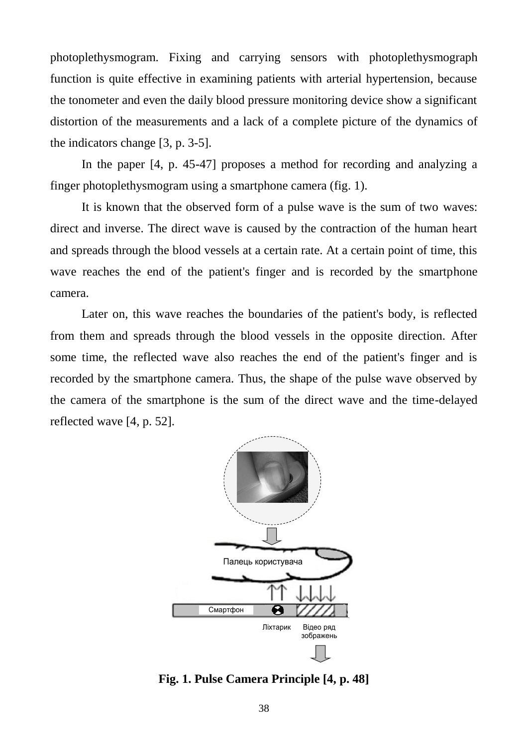photoplethysmogram. Fixing and carrying sensors with photoplethysmograph function is quite effective in examining patients with arterial hypertension, because the tonometer and even the daily blood pressure monitoring device show a significant distortion of the measurements and a lack of a complete picture of the dynamics of the indicators change [3, p. 3-5].

In the paper [4, p. 45-47] proposes a method for recording and analyzing a finger photoplethysmogram using a smartphone camera (fig. 1).

It is known that the observed form of a pulse wave is the sum of two waves: direct and inverse. The direct wave is caused by the contraction of the human heart and spreads through the blood vessels at a certain rate. At a certain point of time, this wave reaches the end of the patient's finger and is recorded by the smartphone camera.

Later on, this wave reaches the boundaries of the patient's body, is reflected from them and spreads through the blood vessels in the opposite direction. After some time, the reflected wave also reaches the end of the patient's finger and is recorded by the smartphone camera. Thus, the shape of the pulse wave observed by the camera of the smartphone is the sum of the direct wave and the time-delayed reflected wave [4, p. 52].

**Fig. 1. Pulse Camera Principle [4, p. 48]**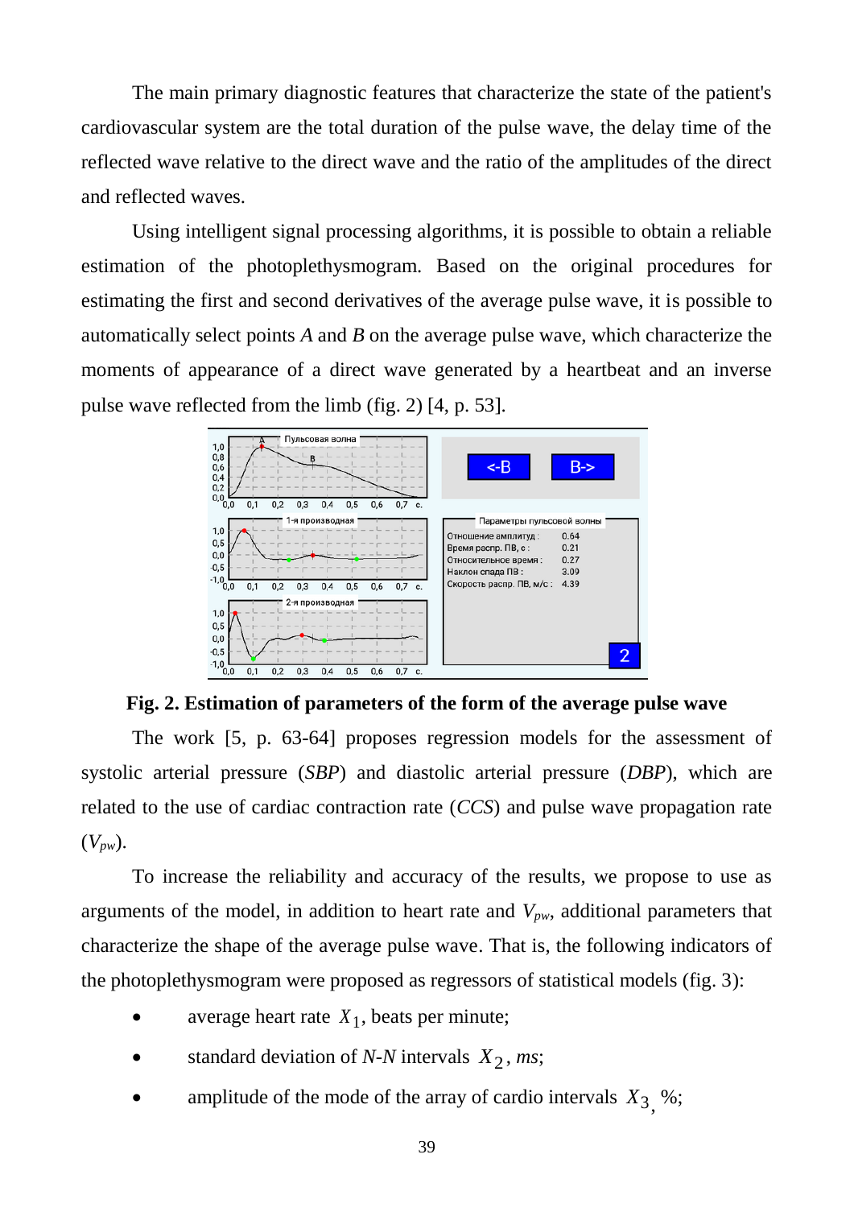The main primary diagnostic features that characterize the state of the patient's cardiovascular system are the total duration of the pulse wave, the delay time of the reflected wave relative to the direct wave and the ratio of the amplitudes of the direct and reflected waves.

Using intelligent signal processing algorithms, it is possible to obtain a reliable estimation of the photoplethysmogram. Based on the original procedures for estimating the first and second derivatives of the average pulse wave, it is possible to automatically select points *A* and *B* on the average pulse wave, which characterize the moments of appearance of a direct wave generated by a heartbeat and an inverse pulse wave reflected from the limb (fig. 2) [4, p. 53].

**Fig. 2. Estimation of parameters of the form of the average pulse wave**

The work [5, p. 63-64] proposes regression models for the assessment of systolic arterial pressure (*SBP*) and diastolic arterial pressure (*DBP*), which are related to the use of cardiac contraction rate (*CCS*) and pulse wave propagation rate ($V_{pw}$).

To increase the reliability and accuracy of the results, we propose to use as arguments of the model, in addition to heart rate and $V_{pw}$, additional parameters that characterize the shape of the average pulse wave. That is, the following indicators of the photoplethysmogram were proposed as regressors of statistical models (fig. 3):

- average heart rate $X_1$, beats per minute;
- standard deviation of *N-N* intervals $X_2$, *ms*;
- amplitude of the mode of the array of cardio intervals $X_3$, %;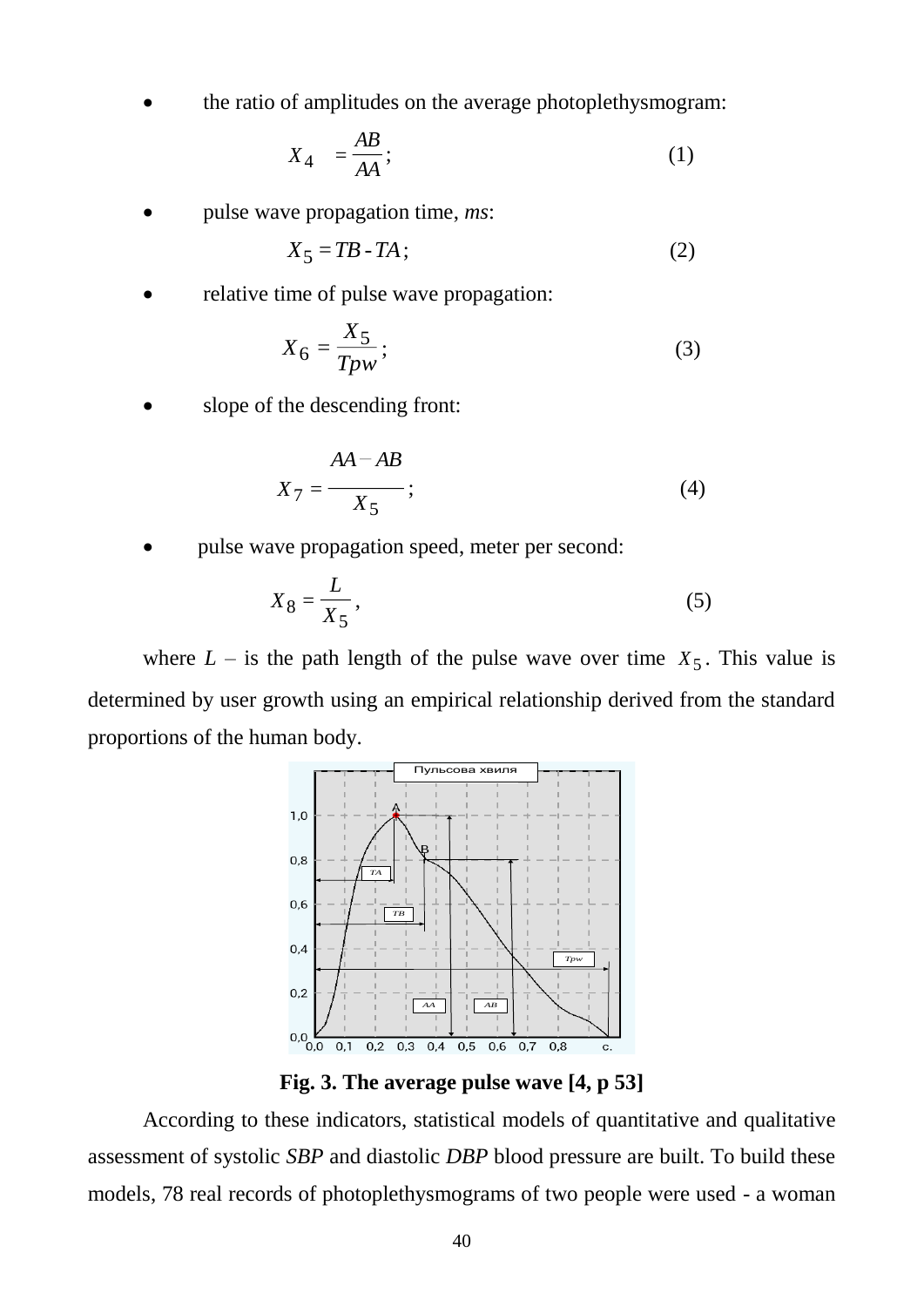- the ratio of amplitudes on the average photoplethysmogram:

$$X_4 = \frac{AB}{AA}; \tag{1}$$

- pulse wave propagation time, *ms*:

$$X_5 = TB - TA; \tag{2}$$

- relative time of pulse wave propagation:

$$X_6 = \frac{X_5}{Tpw}; \tag{3}$$

- slope of the descending front:

$$X_7 = \frac{AA - AB}{X_5}; \tag{4}$$

- pulse wave propagation speed, meter per second:

$$X_8 = \frac{L}{X_5}, \tag{5}$$

where $L$ – is the path length of the pulse wave over time $X_5$. This value is determined by user growth using an empirical relationship derived from the standard proportions of the human body.

**Fig. 3. The average pulse wave [4, p 53]**

According to these indicators, statistical models of quantitative and qualitative assessment of systolic *SBP* and diastolic *DBP* blood pressure are built. To build these models, 78 real records of photoplethysmograms of two people were used - a woman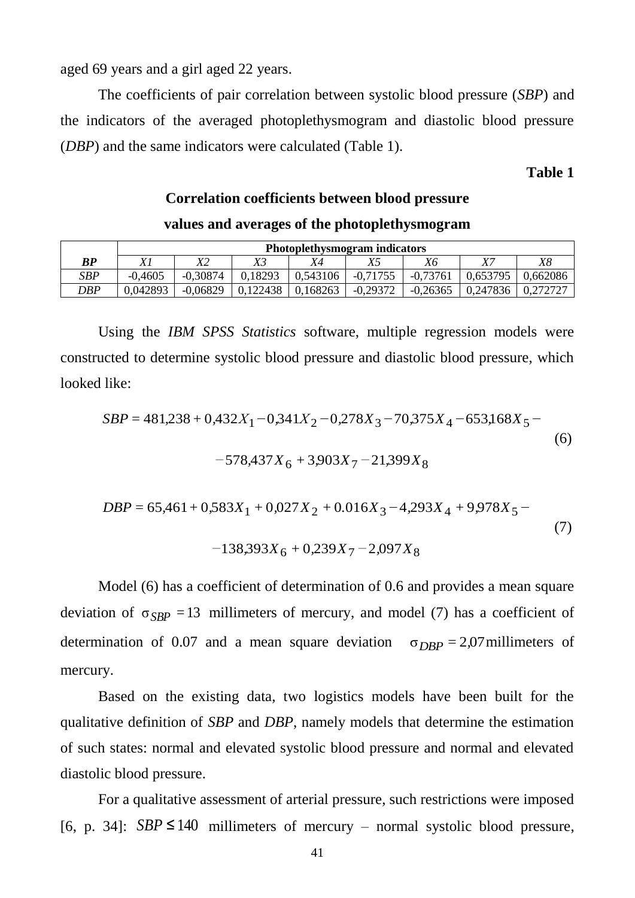aged 69 years and a girl aged 22 years.

The coefficients of pair correlation between systolic blood pressure (*SBP*) and the indicators of the averaged photoplethysmogram and diastolic blood pressure (*DBP*) and the same indicators were calculated (Table 1).

**Table 1**

**Correlation coefficients between blood pressure values and averages of the photoplethysmogram**

| *BP* | Photoplethysmogram indicators | | | | | | | |
|---|---|---|---|---|---|---|---|---|
| | *X1* | *X2* | *X3* | *X4* | *X5* | *X6* | *X7* | *X8* |
| *SBP* | -0,4605 | -0,30874 | 0,18293 | 0,543106 | -0,71755 | -0,73761 | 0,653795 | 0,662086 |
| *DBP* | 0,042893 | -0,06829 | 0,122438 | 0,168263 | -0,29372 | -0,26365 | 0,247836 | 0,272727 |

Using the *IBM SPSS Statistics* software, multiple regression models were constructed to determine systolic blood pressure and diastolic blood pressure, which looked like:

$$SBP = 481{,}238 + 0{,}432X_1 - 0{,}341X_2 - 0{,}278X_3 - 70{,}375X_4 - 653{,}168X_5 - \\ - 578{,}437X_6 + 3{,}903X_7 - 21{,}399X_8 \tag{6}$$

$$DBP = 65{,}461 + 0{,}583X_1 + 0{,}027X_2 + 0.016X_3 - 4{,}293X_4 + 9{,}978X_5 - \\ - 138{,}393X_6 + 0{,}239X_7 - 2{,}097X_8 \tag{7}$$

Model (6) has a coefficient of determination of 0.6 and provides a mean square deviation of $\sigma_{SBP} = 13$ millimeters of mercury, and model (7) has a coefficient of determination of 0.07 and a mean square deviation $\sigma_{DBP} = 2{,}07$ millimeters of mercury.

Based on the existing data, two logistics models have been built for the qualitative definition of *SBP* and *DBP*, namely models that determine the estimation of such states: normal and elevated systolic blood pressure and normal and elevated diastolic blood pressure.

For a qualitative assessment of arterial pressure, such restrictions were imposed [6, p. 34]: $SBP \le 140$ millimeters of mercury – normal systolic blood pressure,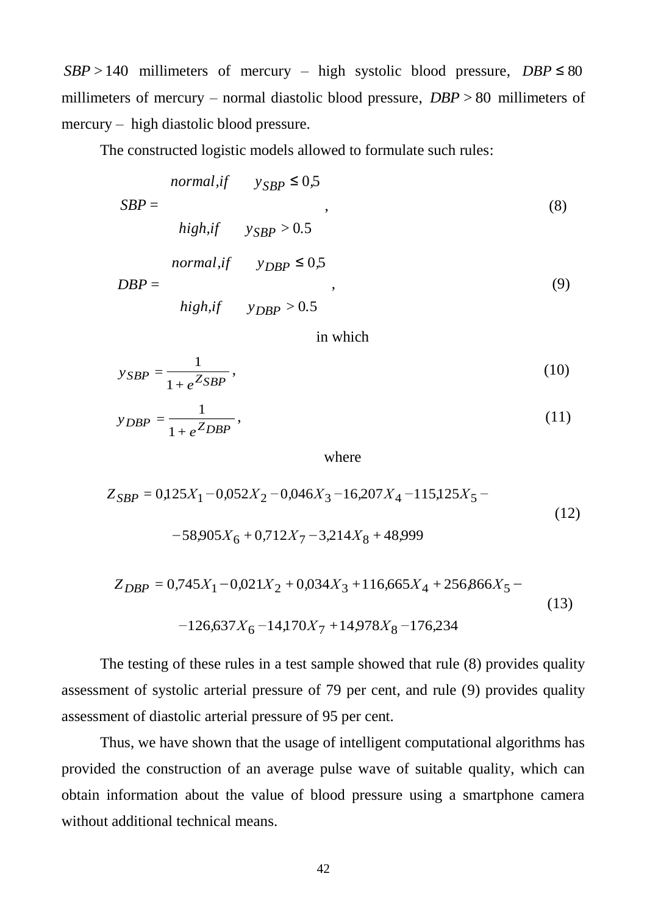$SBP > 140$ millimeters of mercury – high systolic blood pressure, $DBP \leq 80$ millimeters of mercury – normal diastolic blood pressure, $DBP > 80$ millimeters of mercury – high diastolic blood pressure.

The constructed logistic models allowed to formulate such rules:

$$SBP = \begin{cases} normal, if & y_{SBP} \leq 0{,}5 \\ high, if & y_{SBP} > 0.5 \end{cases}, \tag{8}$$

$$DBP = \begin{cases} normal, if & y_{DBP} \leq 0{,}5 \\ high, if & y_{DBP} > 0.5 \end{cases}, \tag{9}$$

in which

$$y_{SBP} = \frac{1}{1 + e^{Z_{SBP}}}, \tag{10}$$

$$y_{DBP} = \frac{1}{1 + e^{Z_{DBP}}}, \tag{11}$$

where

$$\begin{aligned} Z_{SBP} = {} & 0{,}125X_1 - 0{,}052X_2 - 0{,}046X_3 - 16{,}207X_4 - 115{,}125X_5 - \\ & - 58{,}905X_6 + 0{,}712X_7 - 3{,}214X_8 + 48{,}999 \end{aligned} \tag{12}$$

$$\begin{aligned} Z_{DBP} = {} & 0{,}745X_1 - 0{,}021X_2 + 0{,}034X_3 + 116{,}665X_4 + 256{,}866X_5 - \\ & - 126{,}637X_6 - 14{,}170X_7 + 14{,}978X_8 - 176{,}234 \end{aligned} \tag{13}$$

The testing of these rules in a test sample showed that rule (8) provides quality assessment of systolic arterial pressure of 79 per cent, and rule (9) provides quality assessment of diastolic arterial pressure of 95 per cent.

Thus, we have shown that the usage of intelligent computational algorithms has provided the construction of an average pulse wave of suitable quality, which can obtain information about the value of blood pressure using a smartphone camera without additional technical means.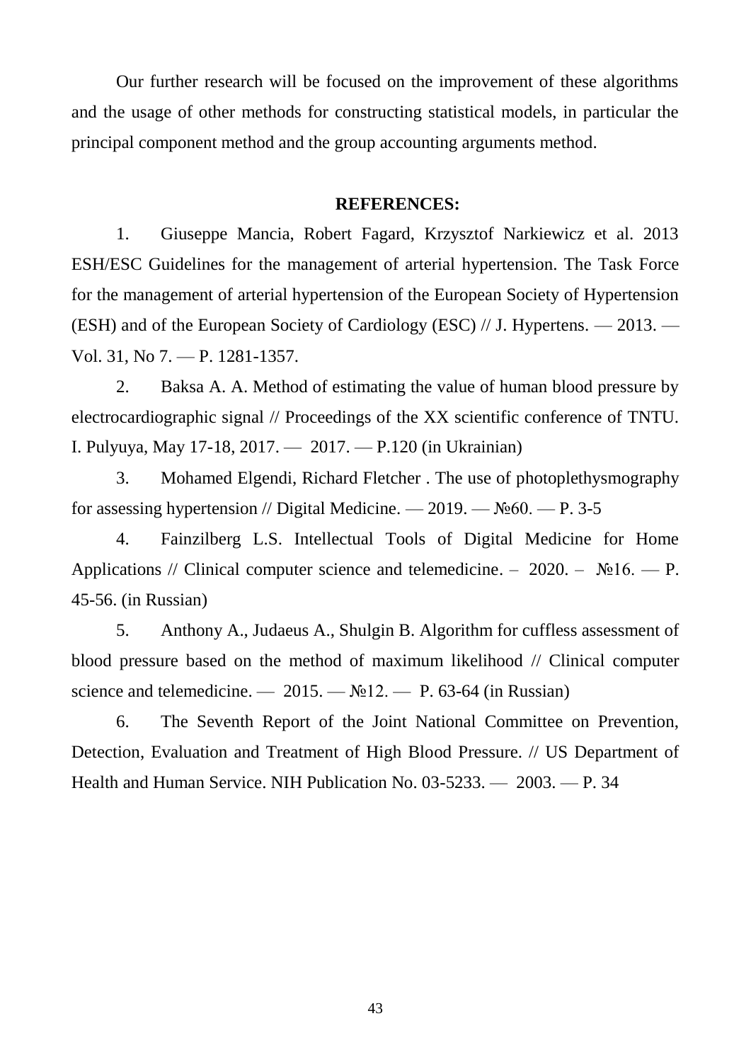Our further research will be focused on the improvement of these algorithms and the usage of other methods for constructing statistical models, in particular the principal component method and the group accounting arguments method.

## REFERENCES:

1. Giuseppe Mancia, Robert Fagard, Krzysztof Narkiewicz et al. 2013 ESH/ESC Guidelines for the management of arterial hypertension. The Task Force for the management of arterial hypertension of the European Society of Hypertension (ESH) and of the European Society of Cardiology (ESC) // J. Hypertens. — 2013. — Vol. 31, No 7. — P. 1281-1357.

2. Baksa A. A. Method of estimating the value of human blood pressure by electrocardiographic signal // Proceedings of the XX scientific conference of TNTU. I. Pulyuya, May 17-18, 2017. — 2017. — P.120 (in Ukrainian)

3. Mohamed Elgendi, Richard Fletcher . The use of photoplethysmography for assessing hypertension // Digital Medicine. — 2019. — №60. — P. 3-5

4. Fainzilberg L.S. Intellectual Tools of Digital Medicine for Home Applications // Clinical computer science and telemedicine. – 2020. – №16. — P. 45-56. (in Russian)

5. Anthony A., Judaeus A., Shulgin B. Algorithm for cuffless assessment of blood pressure based on the method of maximum likelihood // Clinical computer science and telemedicine. — 2015. — №12. — P. 63-64 (in Russian)

6. The Seventh Report of the Joint National Committee on Prevention, Detection, Evaluation and Treatment of High Blood Pressure. // US Department of Health and Human Service. NIH Publication No. 03-5233. — 2003. — P. 34